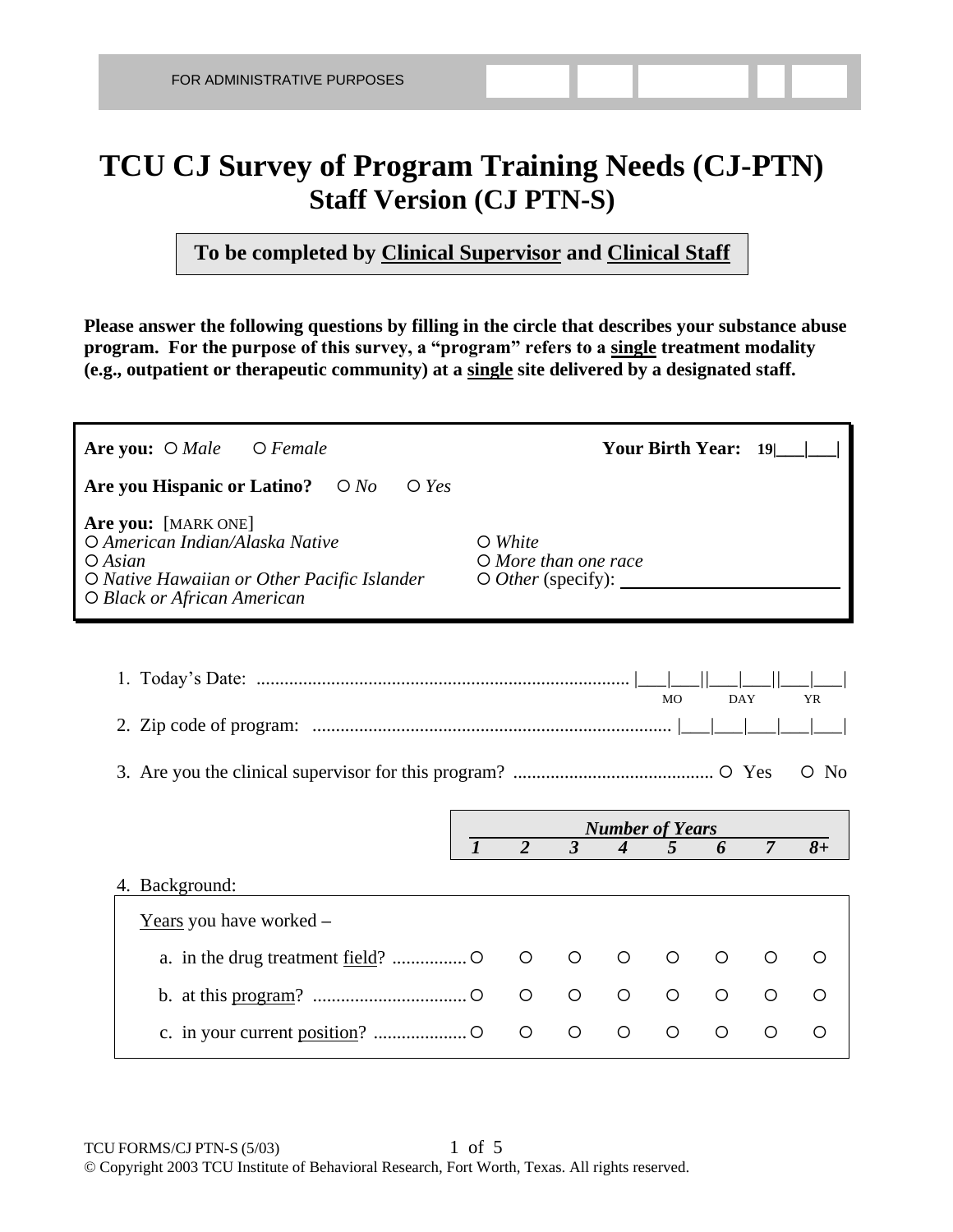FOR ADMINISTRATIVE PURPOSES

# TCU CJ Survey of Program Training Needs (CJ-PTN)
## Staff Version (CJ PTN-S)

**To be completed by Clinical Supervisor and Clinical Staff**

**Please answer the following questions by filling in the circle that describes your substance abuse program. For the purpose of this survey, a "program" refers to a single treatment modality (e.g., outpatient or therapeutic community) at a single site delivered by a designated staff.**

**Are you:** ○ *Male* ○ *Female*

**Your Birth Year:** 19|___|___|

**Are you Hispanic or Latino?** ○ *No* ○ *Yes*

**Are you:** [MARK ONE]
○ *American Indian/Alaska Native*
○ *Asian*
○ *Native Hawaiian or Other Pacific Islander*
○ *Black or African American*
○ *White*
○ *More than one race*
○ *Other* (specify): ________________________

1. Today's Date: ................................................................................ |___|___||___|___||___|___|
   MO DAY YR
2. Zip code of program: ............................................................................ |___|___|___|___|___|
3. Are you the clinical supervisor for this program? ........................................... ○ Yes ○ No

4. Background:

| Years you have worked – | 1 | 2 | 3 | 4 | 5 | 6 | 7 | 8+ |
|---|---|---|---|---|---|---|---|---|
| a. in the drug treatment field? | ○ | ○ | ○ | ○ | ○ | ○ | ○ | ○ |
| b. at this program? | ○ | ○ | ○ | ○ | ○ | ○ | ○ | ○ |
| c. in your current position? | ○ | ○ | ○ | ○ | ○ | ○ | ○ | ○ |

*Number of Years*

TCU FORMS/CJ PTN-S (5/03)
© Copyright 2003 TCU Institute of Behavioral Research, Fort Worth, Texas. All rights reserved.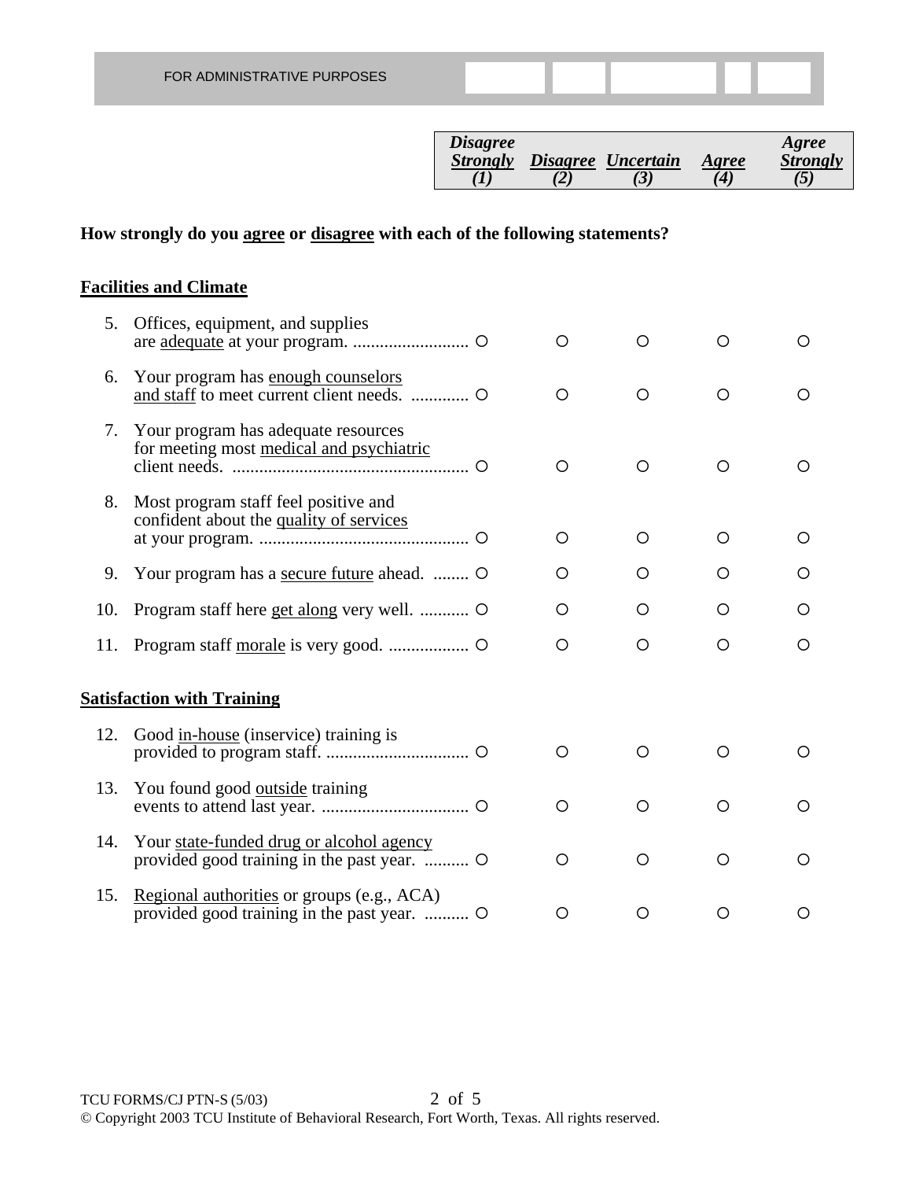FOR ADMINISTRATIVE PURPOSES

How strongly do you <u>agree</u> or <u>disagree</u> with each of the following statements?

## Facilities and Climate

| | | *Disagree Strongly (1)* | *Disagree (2)* | *Uncertain (3)* | *Agree (4)* | *Agree Strongly (5)* |
|---|---|---|---|---|---|---|
| 5. | Offices, equipment, and supplies are <u>adequate</u> at your program. | ○ | ○ | ○ | ○ | ○ |
| 6. | Your program has <u>enough counselors and staff</u> to meet current client needs. | ○ | ○ | ○ | ○ | ○ |
| 7. | Your program has adequate resources for meeting most <u>medical and psychiatric</u> client needs. | ○ | ○ | ○ | ○ | ○ |
| 8. | Most program staff feel positive and confident about the <u>quality of services</u> at your program. | ○ | ○ | ○ | ○ | ○ |
| 9. | Your program has a <u>secure future</u> ahead. | ○ | ○ | ○ | ○ | ○ |
| 10. | Program staff here <u>get along</u> very well. | ○ | ○ | ○ | ○ | ○ |
| 11. | Program staff <u>morale</u> is very good. | ○ | ○ | ○ | ○ | ○ |

## Satisfaction with Training

| | | *Disagree Strongly (1)* | *Disagree (2)* | *Uncertain (3)* | *Agree (4)* | *Agree Strongly (5)* |
|---|---|---|---|---|---|---|
| 12. | Good <u>in-house</u> (inservice) training is provided to program staff. | ○ | ○ | ○ | ○ | ○ |
| 13. | You found good <u>outside</u> training events to attend last year. | ○ | ○ | ○ | ○ | ○ |
| 14. | Your <u>state-funded drug or alcohol agency</u> provided good training in the past year. | ○ | ○ | ○ | ○ | ○ |
| 15. | <u>Regional authorities</u> or groups (e.g., ACA) provided good training in the past year. | ○ | ○ | ○ | ○ | ○ |

TCU FORMS/CJ PTN-S (5/03)
© Copyright 2003 TCU Institute of Behavioral Research, Fort Worth, Texas. All rights reserved.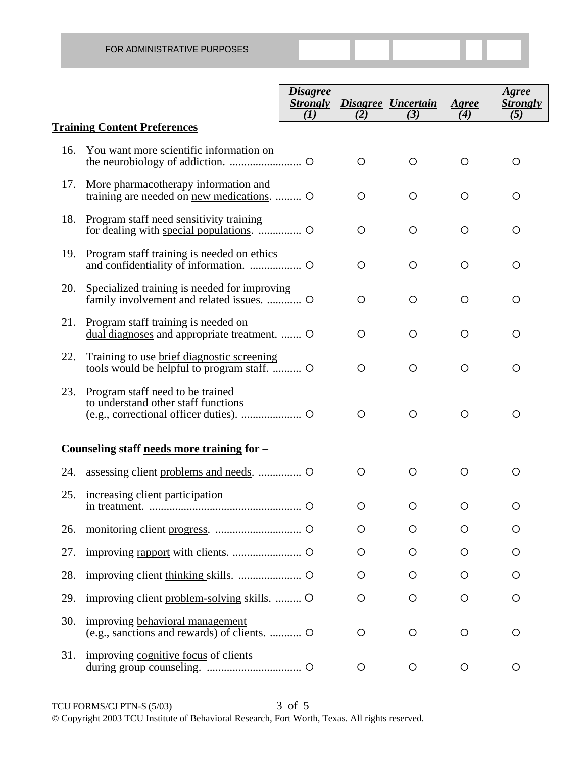FOR ADMINISTRATIVE PURPOSES

| | Disagree Strongly (1) | Disagree (2) | Uncertain (3) | Agree (4) | Agree Strongly (5) |
|---|---|---|---|---|---|
| **Training Content Preferences** | | | | | |
| 16. You want more scientific information on the neurobiology of addiction. | ○ | ○ | ○ | ○ | ○ |
| 17. More pharmacotherapy information and training are needed on new medications. | ○ | ○ | ○ | ○ | ○ |
| 18. Program staff need sensitivity training for dealing with special populations. | ○ | ○ | ○ | ○ | ○ |
| 19. Program staff training is needed on ethics and confidentiality of information. | ○ | ○ | ○ | ○ | ○ |
| 20. Specialized training is needed for improving family involvement and related issues. | ○ | ○ | ○ | ○ | ○ |
| 21. Program staff training is needed on dual diagnoses and appropriate treatment. | ○ | ○ | ○ | ○ | ○ |
| 22. Training to use brief diagnostic screening tools would be helpful to program staff. | ○ | ○ | ○ | ○ | ○ |
| 23. Program staff need to be trained to understand other staff functions (e.g., correctional officer duties). | ○ | ○ | ○ | ○ | ○ |
| **Counseling staff needs more training for –** | | | | | |
| 24. assessing client problems and needs. | ○ | ○ | ○ | ○ | ○ |
| 25. increasing client participation in treatment. | ○ | ○ | ○ | ○ | ○ |
| 26. monitoring client progress. | ○ | ○ | ○ | ○ | ○ |
| 27. improving rapport with clients. | ○ | ○ | ○ | ○ | ○ |
| 28. improving client thinking skills. | ○ | ○ | ○ | ○ | ○ |
| 29. improving client problem-solving skills. | ○ | ○ | ○ | ○ | ○ |
| 30. improving behavioral management (e.g., sanctions and rewards) of clients. | ○ | ○ | ○ | ○ | ○ |
| 31. improving cognitive focus of clients during group counseling. | ○ | ○ | ○ | ○ | ○ |

TCU FORMS/CJ PTN-S (5/03)

© Copyright 2003 TCU Institute of Behavioral Research, Fort Worth, Texas. All rights reserved.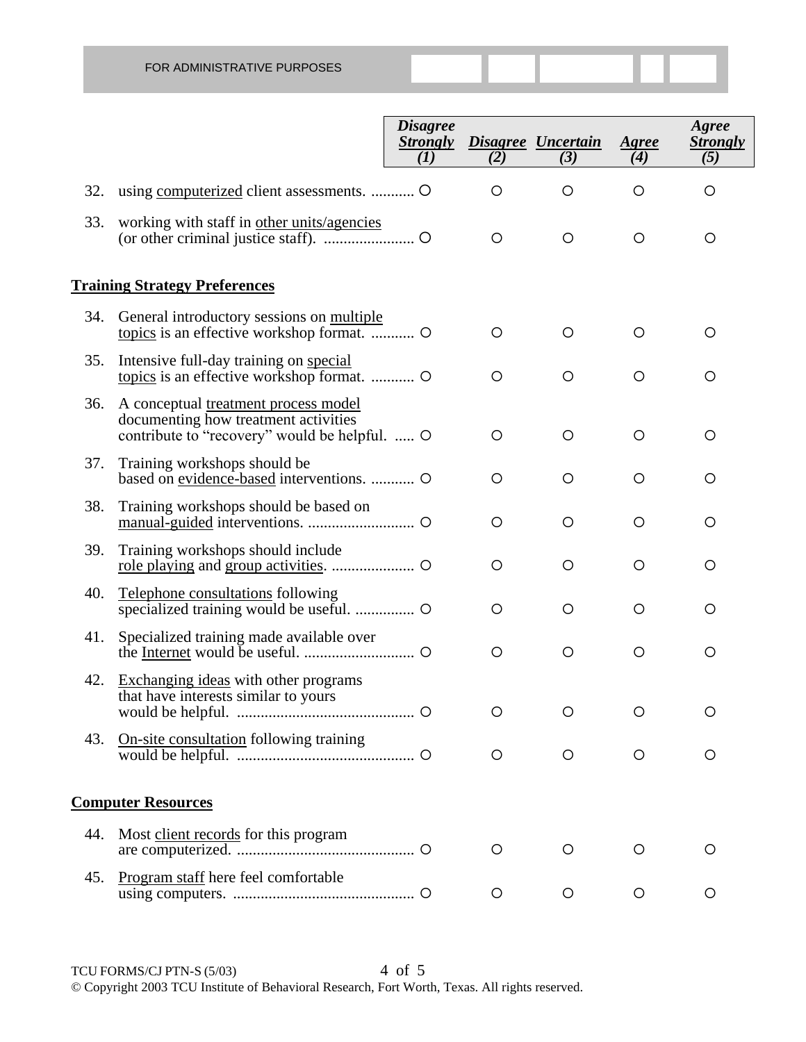FOR ADMINISTRATIVE PURPOSES

| | | *Disagree Strongly (1)* | *Disagree (2)* | *Uncertain (3)* | *Agree (4)* | *Agree Strongly (5)* |
|---|---|---|---|---|---|---|
| 32. | using computerized client assessments. | ○ | ○ | ○ | ○ | ○ |
| 33. | working with staff in other units/agencies (or other criminal justice staff). | ○ | ○ | ○ | ○ | ○ |

**Training Strategy Preferences**

| | | *Disagree Strongly (1)* | *Disagree (2)* | *Uncertain (3)* | *Agree (4)* | *Agree Strongly (5)* |
|---|---|---|---|---|---|---|
| 34. | General introductory sessions on multiple topics is an effective workshop format. | ○ | ○ | ○ | ○ | ○ |
| 35. | Intensive full-day training on special topics is an effective workshop format. | ○ | ○ | ○ | ○ | ○ |
| 36. | A conceptual treatment process model documenting how treatment activities contribute to "recovery" would be helpful. | ○ | ○ | ○ | ○ | ○ |
| 37. | Training workshops should be based on evidence-based interventions. | ○ | ○ | ○ | ○ | ○ |
| 38. | Training workshops should be based on manual-guided interventions. | ○ | ○ | ○ | ○ | ○ |
| 39. | Training workshops should include role playing and group activities. | ○ | ○ | ○ | ○ | ○ |
| 40. | Telephone consultations following specialized training would be useful. | ○ | ○ | ○ | ○ | ○ |
| 41. | Specialized training made available over the Internet would be useful. | ○ | ○ | ○ | ○ | ○ |
| 42. | Exchanging ideas with other programs that have interests similar to yours would be helpful. | ○ | ○ | ○ | ○ | ○ |
| 43. | On-site consultation following training would be helpful. | ○ | ○ | ○ | ○ | ○ |

**Computer Resources**

| | | *Disagree Strongly (1)* | *Disagree (2)* | *Uncertain (3)* | *Agree (4)* | *Agree Strongly (5)* |
|---|---|---|---|---|---|---|
| 44. | Most client records for this program are computerized. | ○ | ○ | ○ | ○ | ○ |
| 45. | Program staff here feel comfortable using computers. | ○ | ○ | ○ | ○ | ○ |

TCU FORMS/CJ PTN-S (5/03)

© Copyright 2003 TCU Institute of Behavioral Research, Fort Worth, Texas. All rights reserved.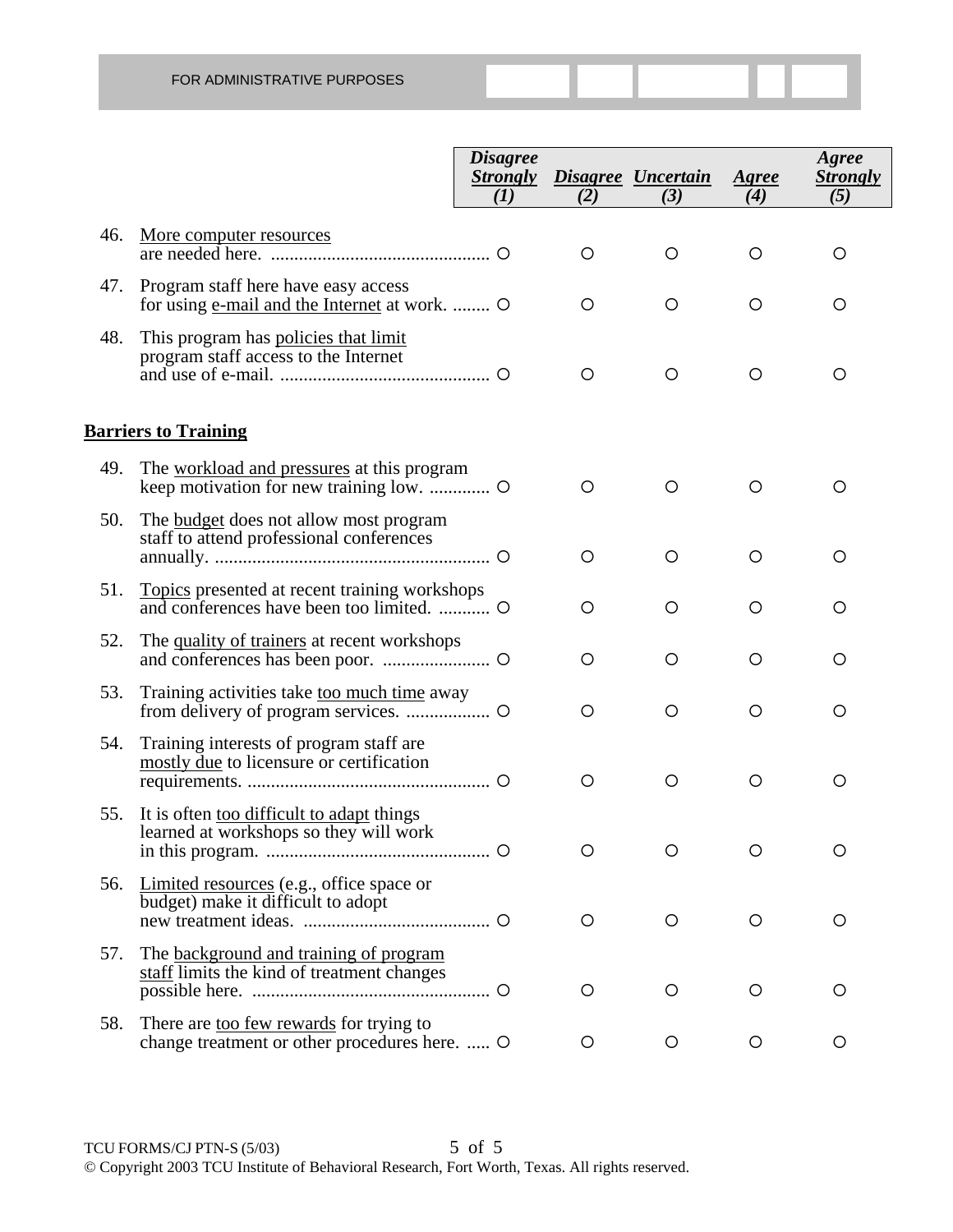FOR ADMINISTRATIVE PURPOSES

| | | *Disagree Strongly (1)* | *Disagree (2)* | *Uncertain (3)* | *Agree (4)* | *Agree Strongly (5)* |
|---|---|---|---|---|---|---|
| 46. | More computer resources are needed here. | ○ | ○ | ○ | ○ | ○ |
| 47. | Program staff here have easy access for using e-mail and the Internet at work. | ○ | ○ | ○ | ○ | ○ |
| 48. | This program has policies that limit program staff access to the Internet and use of e-mail. | ○ | ○ | ○ | ○ | ○ |

**Barriers to Training**

| | | *Disagree Strongly (1)* | *Disagree (2)* | *Uncertain (3)* | *Agree (4)* | *Agree Strongly (5)* |
|---|---|---|---|---|---|---|
| 49. | The workload and pressures at this program keep motivation for new training low. | ○ | ○ | ○ | ○ | ○ |
| 50. | The budget does not allow most program staff to attend professional conferences annually. | ○ | ○ | ○ | ○ | ○ |
| 51. | Topics presented at recent training workshops and conferences have been too limited. | ○ | ○ | ○ | ○ | ○ |
| 52. | The quality of trainers at recent workshops and conferences has been poor. | ○ | ○ | ○ | ○ | ○ |
| 53. | Training activities take too much time away from delivery of program services. | ○ | ○ | ○ | ○ | ○ |
| 54. | Training interests of program staff are mostly due to licensure or certification requirements. | ○ | ○ | ○ | ○ | ○ |
| 55. | It is often too difficult to adapt things learned at workshops so they will work in this program. | ○ | ○ | ○ | ○ | ○ |
| 56. | Limited resources (e.g., office space or budget) make it difficult to adopt new treatment ideas. | ○ | ○ | ○ | ○ | ○ |
| 57. | The background and training of program staff limits the kind of treatment changes possible here. | ○ | ○ | ○ | ○ | ○ |
| 58. | There are too few rewards for trying to change treatment or other procedures here. | ○ | ○ | ○ | ○ | ○ |

TCU FORMS/CJ PTN-S (5/03)

© Copyright 2003 TCU Institute of Behavioral Research, Fort Worth, Texas. All rights reserved.